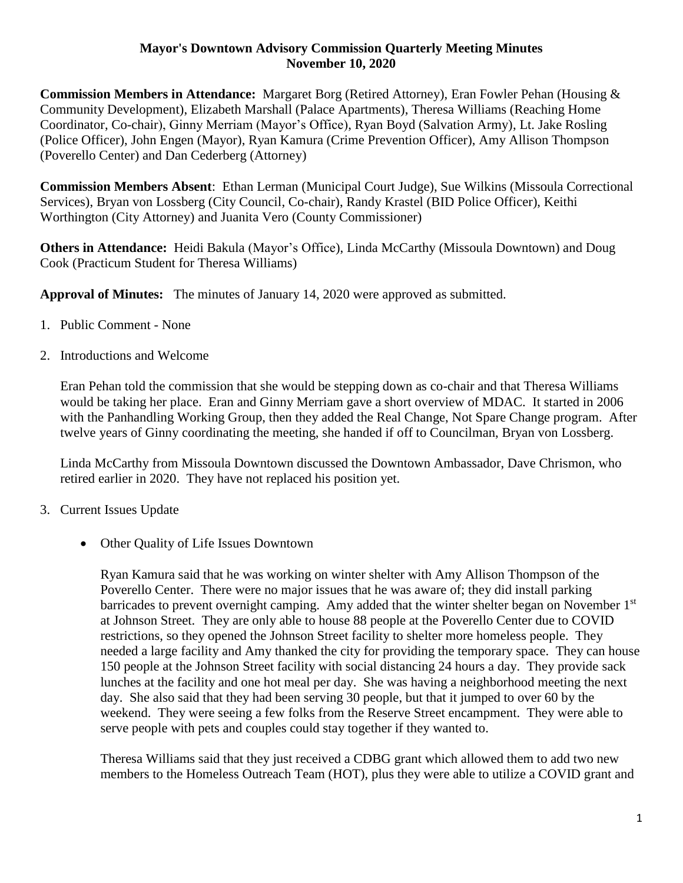# Mayor's Downtown Advisory Commission Quarterly Meeting Minutes
## November 10, 2020

**Commission Members in Attendance:** Margaret Borg (Retired Attorney), Eran Fowler Pehan (Housing & Community Development), Elizabeth Marshall (Palace Apartments), Theresa Williams (Reaching Home Coordinator, Co-chair), Ginny Merriam (Mayor's Office), Ryan Boyd (Salvation Army), Lt. Jake Rosling (Police Officer), John Engen (Mayor), Ryan Kamura (Crime Prevention Officer), Amy Allison Thompson (Poverello Center) and Dan Cederberg (Attorney)

**Commission Members Absent**: Ethan Lerman (Municipal Court Judge), Sue Wilkins (Missoula Correctional Services), Bryan von Lossberg (City Council, Co-chair), Randy Krastel (BID Police Officer), Keithi Worthington (City Attorney) and Juanita Vero (County Commissioner)

**Others in Attendance:** Heidi Bakula (Mayor's Office), Linda McCarthy (Missoula Downtown) and Doug Cook (Practicum Student for Theresa Williams)

**Approval of Minutes:** The minutes of January 14, 2020 were approved as submitted.

1. Public Comment - None

2. Introductions and Welcome

   Eran Pehan told the commission that she would be stepping down as co-chair and that Theresa Williams would be taking her place. Eran and Ginny Merriam gave a short overview of MDAC. It started in 2006 with the Panhandling Working Group, then they added the Real Change, Not Spare Change program. After twelve years of Ginny coordinating the meeting, she handed if off to Councilman, Bryan von Lossberg.

   Linda McCarthy from Missoula Downtown discussed the Downtown Ambassador, Dave Chrismon, who retired earlier in 2020. They have not replaced his position yet.

3. Current Issues Update

   - Other Quality of Life Issues Downtown

     Ryan Kamura said that he was working on winter shelter with Amy Allison Thompson of the Poverello Center. There were no major issues that he was aware of; they did install parking barricades to prevent overnight camping. Amy added that the winter shelter began on November 1st at Johnson Street. They are only able to house 88 people at the Poverello Center due to COVID restrictions, so they opened the Johnson Street facility to shelter more homeless people. They needed a large facility and Amy thanked the city for providing the temporary space. They can house 150 people at the Johnson Street facility with social distancing 24 hours a day. They provide sack lunches at the facility and one hot meal per day. She was having a neighborhood meeting the next day. She also said that they had been serving 30 people, but that it jumped to over 60 by the weekend. They were seeing a few folks from the Reserve Street encampment. They were able to serve people with pets and couples could stay together if they wanted to.

     Theresa Williams said that they just received a CDBG grant which allowed them to add two new members to the Homeless Outreach Team (HOT), plus they were able to utilize a COVID grant and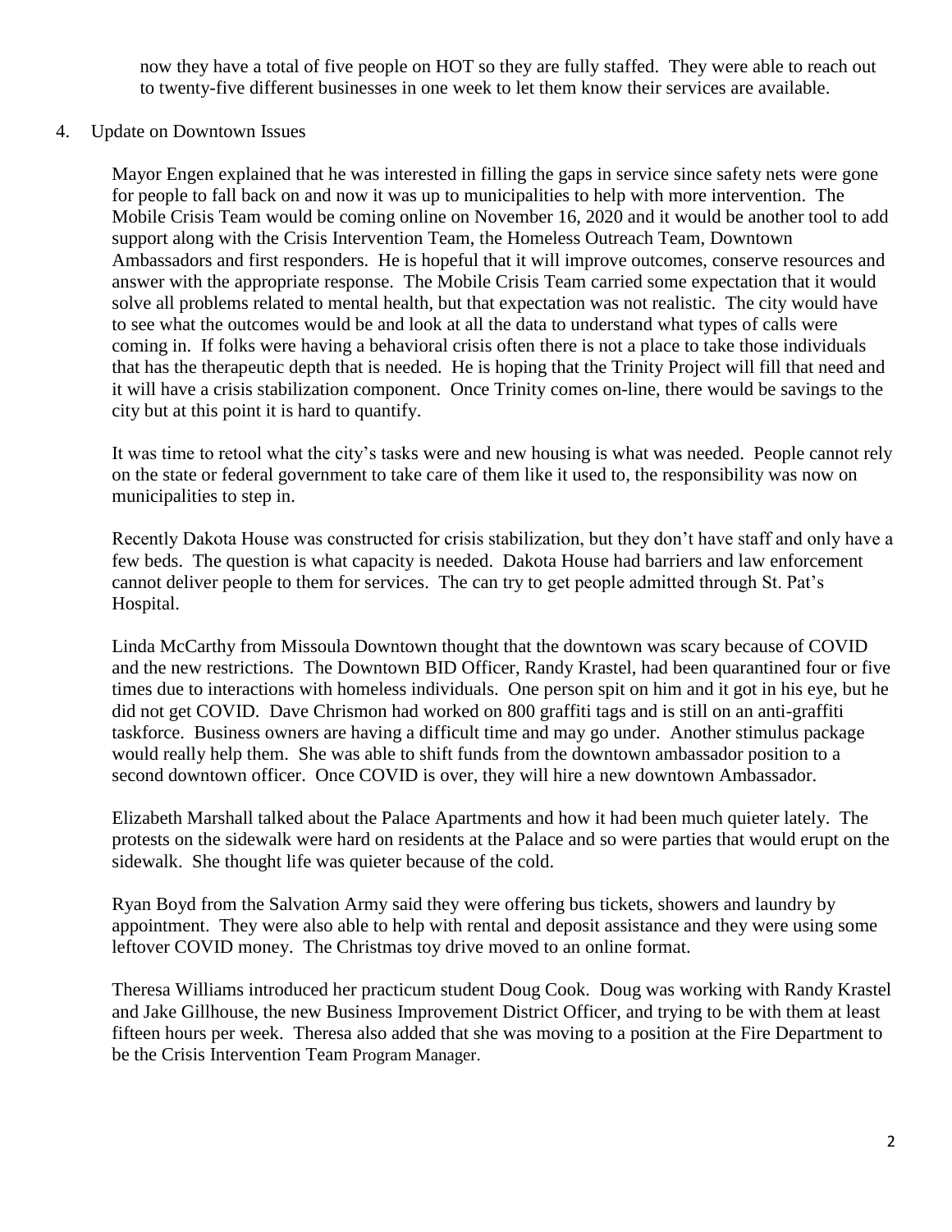now they have a total of five people on HOT so they are fully staffed. They were able to reach out to twenty-five different businesses in one week to let them know their services are available.

4. Update on Downtown Issues

Mayor Engen explained that he was interested in filling the gaps in service since safety nets were gone for people to fall back on and now it was up to municipalities to help with more intervention. The Mobile Crisis Team would be coming online on November 16, 2020 and it would be another tool to add support along with the Crisis Intervention Team, the Homeless Outreach Team, Downtown Ambassadors and first responders. He is hopeful that it will improve outcomes, conserve resources and answer with the appropriate response. The Mobile Crisis Team carried some expectation that it would solve all problems related to mental health, but that expectation was not realistic. The city would have to see what the outcomes would be and look at all the data to understand what types of calls were coming in. If folks were having a behavioral crisis often there is not a place to take those individuals that has the therapeutic depth that is needed. He is hoping that the Trinity Project will fill that need and it will have a crisis stabilization component. Once Trinity comes on-line, there would be savings to the city but at this point it is hard to quantify.

It was time to retool what the city's tasks were and new housing is what was needed. People cannot rely on the state or federal government to take care of them like it used to, the responsibility was now on municipalities to step in.

Recently Dakota House was constructed for crisis stabilization, but they don't have staff and only have a few beds. The question is what capacity is needed. Dakota House had barriers and law enforcement cannot deliver people to them for services. The can try to get people admitted through St. Pat's Hospital.

Linda McCarthy from Missoula Downtown thought that the downtown was scary because of COVID and the new restrictions. The Downtown BID Officer, Randy Krastel, had been quarantined four or five times due to interactions with homeless individuals. One person spit on him and it got in his eye, but he did not get COVID. Dave Chrismon had worked on 800 graffiti tags and is still on an anti-graffiti taskforce. Business owners are having a difficult time and may go under. Another stimulus package would really help them. She was able to shift funds from the downtown ambassador position to a second downtown officer. Once COVID is over, they will hire a new downtown Ambassador.

Elizabeth Marshall talked about the Palace Apartments and how it had been much quieter lately. The protests on the sidewalk were hard on residents at the Palace and so were parties that would erupt on the sidewalk. She thought life was quieter because of the cold.

Ryan Boyd from the Salvation Army said they were offering bus tickets, showers and laundry by appointment. They were also able to help with rental and deposit assistance and they were using some leftover COVID money. The Christmas toy drive moved to an online format.

Theresa Williams introduced her practicum student Doug Cook. Doug was working with Randy Krastel and Jake Gillhouse, the new Business Improvement District Officer, and trying to be with them at least fifteen hours per week. Theresa also added that she was moving to a position at the Fire Department to be the Crisis Intervention Team Program Manager.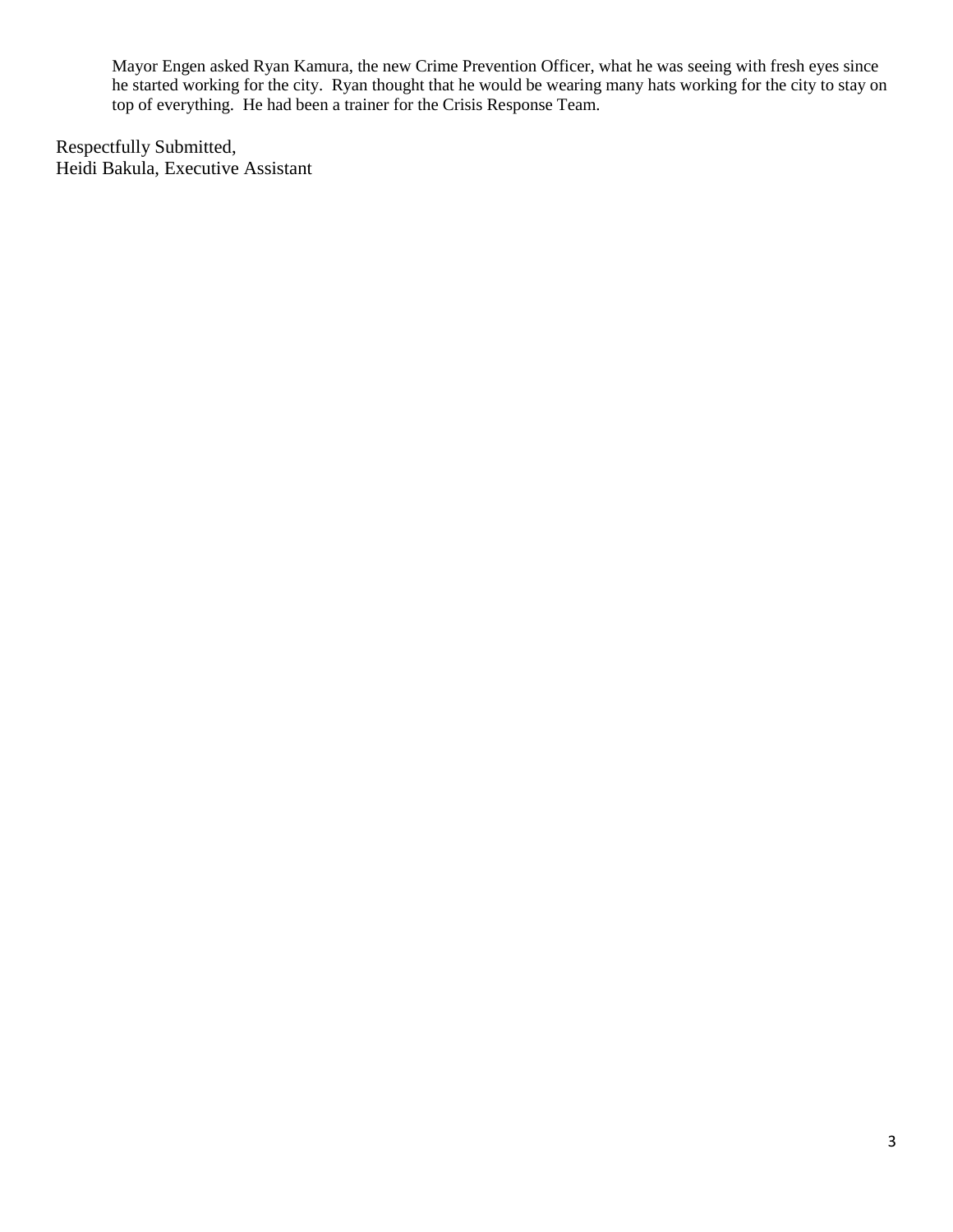Mayor Engen asked Ryan Kamura, the new Crime Prevention Officer, what he was seeing with fresh eyes since he started working for the city. Ryan thought that he would be wearing many hats working for the city to stay on top of everything. He had been a trainer for the Crisis Response Team.

Respectfully Submitted,
Heidi Bakula, Executive Assistant